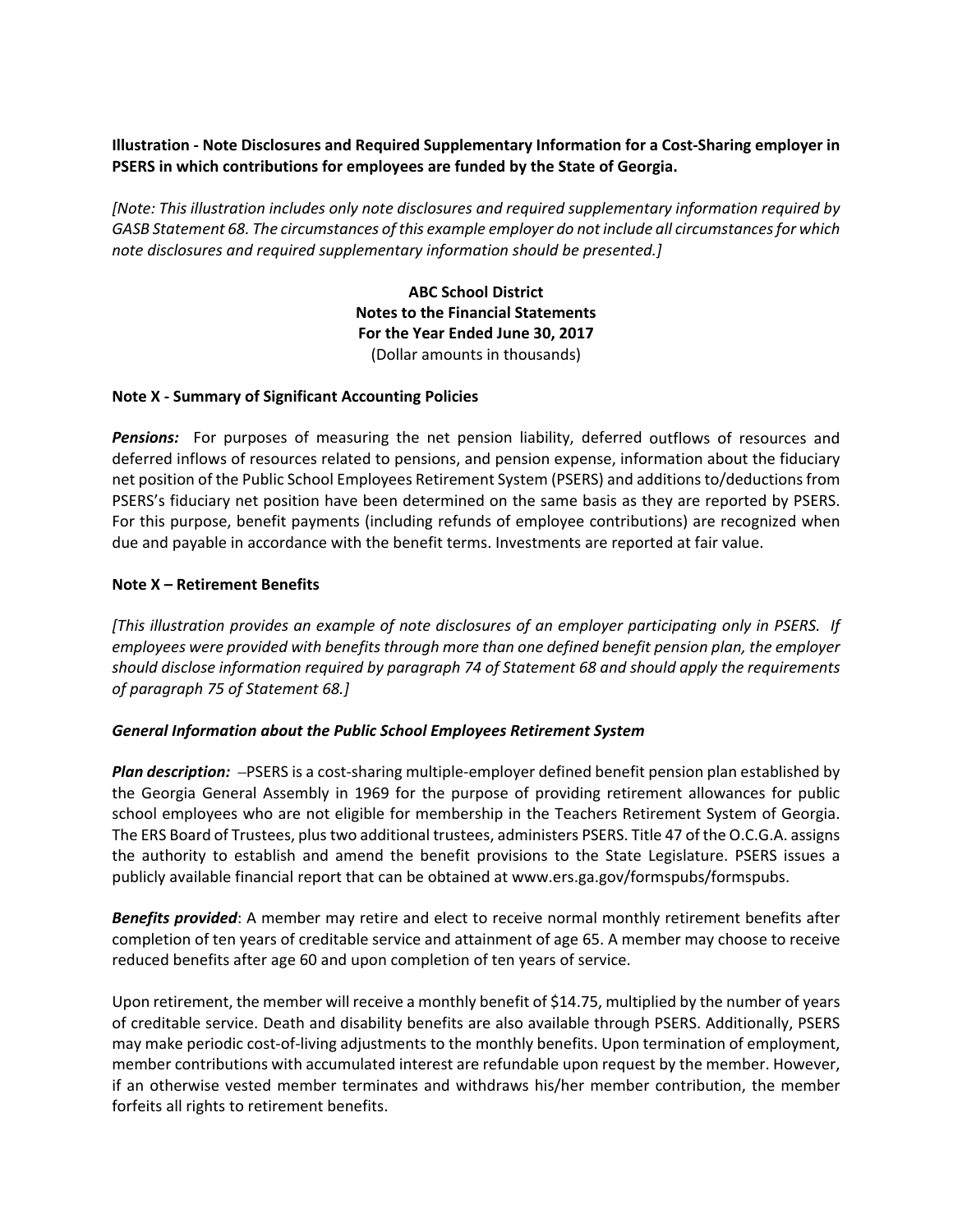**Illustration - Note Disclosures and Required Supplementary Information for a Cost-Sharing employer in PSERS in which contributions for employees are funded by the State of Georgia.**

*[Note: This illustration includes only note disclosures and required supplementary information required by GASB Statement 68. The circumstances of this example employer do not include all circumstances for which note disclosures and required supplementary information should be presented.]*

**ABC School District**
**Notes to the Financial Statements**
**For the Year Ended June 30, 2017**
(Dollar amounts in thousands)

**Note X - Summary of Significant Accounting Policies**

***Pensions:*** For purposes of measuring the net pension liability, deferred outflows of resources and deferred inflows of resources related to pensions, and pension expense, information about the fiduciary net position of the Public School Employees Retirement System (PSERS) and additions to/deductions from PSERS's fiduciary net position have been determined on the same basis as they are reported by PSERS. For this purpose, benefit payments (including refunds of employee contributions) are recognized when due and payable in accordance with the benefit terms. Investments are reported at fair value.

**Note X – Retirement Benefits**

*[This illustration provides an example of note disclosures of an employer participating only in PSERS. If employees were provided with benefits through more than one defined benefit pension plan, the employer should disclose information required by paragraph 74 of Statement 68 and should apply the requirements of paragraph 75 of Statement 68.]*

***General Information about the Public School Employees Retirement System***

***Plan description:*** –PSERS is a cost-sharing multiple-employer defined benefit pension plan established by the Georgia General Assembly in 1969 for the purpose of providing retirement allowances for public school employees who are not eligible for membership in the Teachers Retirement System of Georgia. The ERS Board of Trustees, plus two additional trustees, administers PSERS. Title 47 of the O.C.G.A. assigns the authority to establish and amend the benefit provisions to the State Legislature. PSERS issues a publicly available financial report that can be obtained at www.ers.ga.gov/formspubs/formspubs.

***Benefits provided***: A member may retire and elect to receive normal monthly retirement benefits after completion of ten years of creditable service and attainment of age 65. A member may choose to receive reduced benefits after age 60 and upon completion of ten years of service.

Upon retirement, the member will receive a monthly benefit of $14.75, multiplied by the number of years of creditable service. Death and disability benefits are also available through PSERS. Additionally, PSERS may make periodic cost-of-living adjustments to the monthly benefits. Upon termination of employment, member contributions with accumulated interest are refundable upon request by the member. However, if an otherwise vested member terminates and withdraws his/her member contribution, the member forfeits all rights to retirement benefits.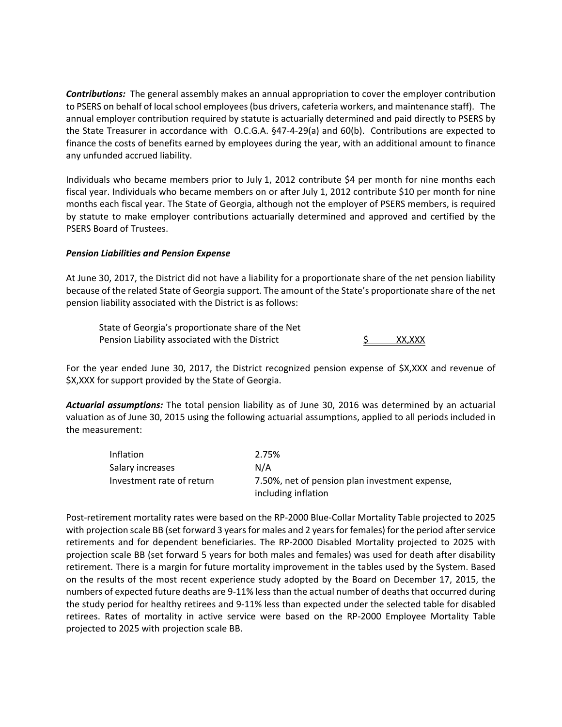***Contributions:*** The general assembly makes an annual appropriation to cover the employer contribution to PSERS on behalf of local school employees (bus drivers, cafeteria workers, and maintenance staff). The annual employer contribution required by statute is actuarially determined and paid directly to PSERS by the State Treasurer in accordance with O.C.G.A. §47-4-29(a) and 60(b). Contributions are expected to finance the costs of benefits earned by employees during the year, with an additional amount to finance any unfunded accrued liability.

Individuals who became members prior to July 1, 2012 contribute $4 per month for nine months each fiscal year. Individuals who became members on or after July 1, 2012 contribute $10 per month for nine months each fiscal year. The State of Georgia, although not the employer of PSERS members, is required by statute to make employer contributions actuarially determined and approved and certified by the PSERS Board of Trustees.

***Pension Liabilities and Pension Expense***

At June 30, 2017, the District did not have a liability for a proportionate share of the net pension liability because of the related State of Georgia support. The amount of the State's proportionate share of the net pension liability associated with the District is as follows:

| | |
|---|---|
| State of Georgia's proportionate share of the Net Pension Liability associated with the District | $ XX,XXX |

For the year ended June 30, 2017, the District recognized pension expense of $X,XXX and revenue of $X,XXX for support provided by the State of Georgia.

***Actuarial assumptions:*** The total pension liability as of June 30, 2016 was determined by an actuarial valuation as of June 30, 2015 using the following actuarial assumptions, applied to all periods included in the measurement:

| | |
|---|---|
| Inflation | 2.75% |
| Salary increases | N/A |
| Investment rate of return | 7.50%, net of pension plan investment expense, including inflation |

Post-retirement mortality rates were based on the RP-2000 Blue-Collar Mortality Table projected to 2025 with projection scale BB (set forward 3 years for males and 2 years for females) for the period after service retirements and for dependent beneficiaries. The RP-2000 Disabled Mortality projected to 2025 with projection scale BB (set forward 5 years for both males and females) was used for death after disability retirement. There is a margin for future mortality improvement in the tables used by the System. Based on the results of the most recent experience study adopted by the Board on December 17, 2015, the numbers of expected future deaths are 9-11% less than the actual number of deaths that occurred during the study period for healthy retirees and 9-11% less than expected under the selected table for disabled retirees. Rates of mortality in active service were based on the RP-2000 Employee Mortality Table projected to 2025 with projection scale BB.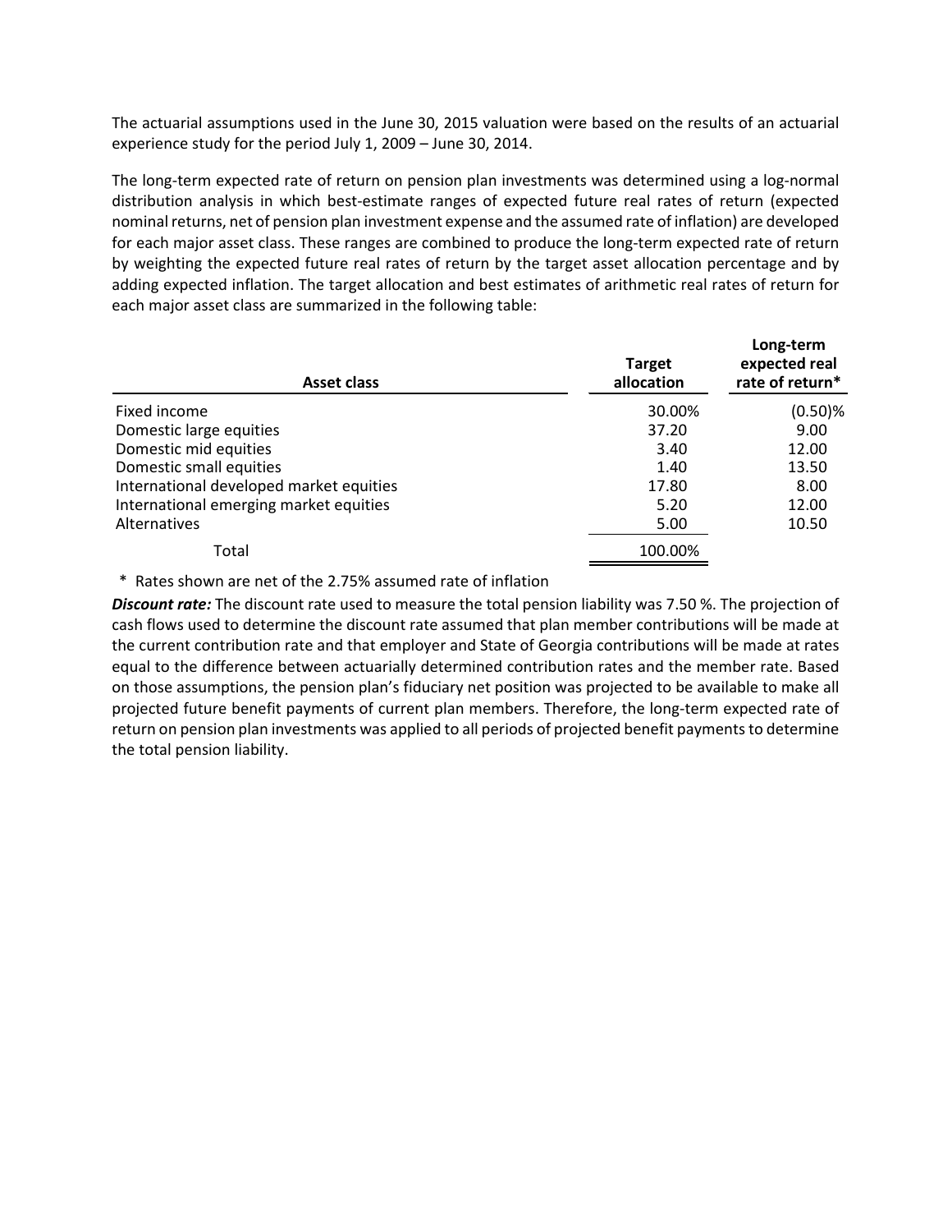The actuarial assumptions used in the June 30, 2015 valuation were based on the results of an actuarial experience study for the period July 1, 2009 – June 30, 2014.

The long-term expected rate of return on pension plan investments was determined using a log-normal distribution analysis in which best-estimate ranges of expected future real rates of return (expected nominal returns, net of pension plan investment expense and the assumed rate of inflation) are developed for each major asset class. These ranges are combined to produce the long-term expected rate of return by weighting the expected future real rates of return by the target asset allocation percentage and by adding expected inflation. The target allocation and best estimates of arithmetic real rates of return for each major asset class are summarized in the following table:

| Asset class | Target allocation | Long-term expected real rate of return* |
|---|---|---|
| Fixed income | 30.00% | (0.50)% |
| Domestic large equities | 37.20 | 9.00 |
| Domestic mid equities | 3.40 | 12.00 |
| Domestic small equities | 1.40 | 13.50 |
| International developed market equities | 17.80 | 8.00 |
| International emerging market equities | 5.20 | 12.00 |
| Alternatives | 5.00 | 10.50 |
| Total | 100.00% | |

\* Rates shown are net of the 2.75% assumed rate of inflation

***Discount rate:*** The discount rate used to measure the total pension liability was 7.50 %. The projection of cash flows used to determine the discount rate assumed that plan member contributions will be made at the current contribution rate and that employer and State of Georgia contributions will be made at rates equal to the difference between actuarially determined contribution rates and the member rate. Based on those assumptions, the pension plan's fiduciary net position was projected to be available to make all projected future benefit payments of current plan members. Therefore, the long-term expected rate of return on pension plan investments was applied to all periods of projected benefit payments to determine the total pension liability.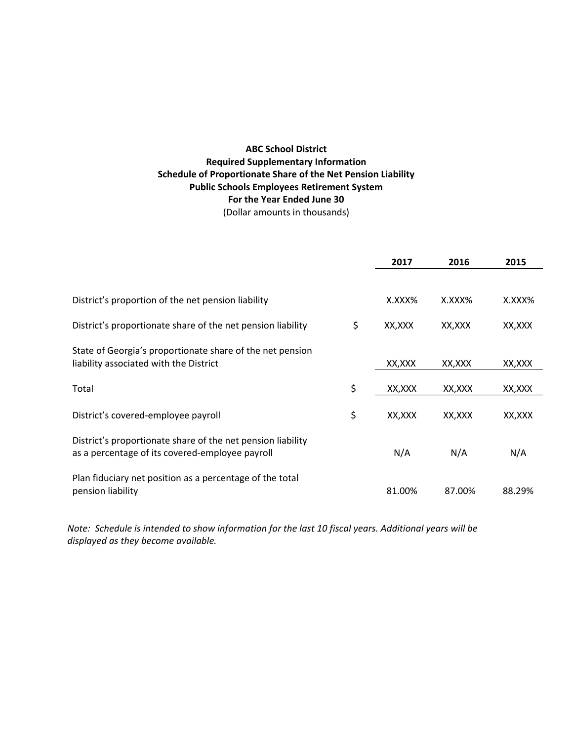**ABC School District**
**Required Supplementary Information**
**Schedule of Proportionate Share of the Net Pension Liability**
**Public Schools Employees Retirement System**
**For the Year Ended June 30**
(Dollar amounts in thousands)

| | | **2017** | **2016** | **2015** |
|---|---|---|---|---|
| District's proportion of the net pension liability | | X.XXX% | X.XXX% | X.XXX% |
| District's proportionate share of the net pension liability | $ | XX,XXX | XX,XXX | XX,XXX |
| State of Georgia's proportionate share of the net pension liability associated with the District | | XX,XXX | XX,XXX | XX,XXX |
| Total | $ | XX,XXX | XX,XXX | XX,XXX |
| District's covered-employee payroll | $ | XX,XXX | XX,XXX | XX,XXX |
| District's proportionate share of the net pension liability as a percentage of its covered-employee payroll | | N/A | N/A | N/A |
| Plan fiduciary net position as a percentage of the total pension liability | | 81.00% | 87.00% | 88.29% |

*Note: Schedule is intended to show information for the last 10 fiscal years. Additional years will be displayed as they become available.*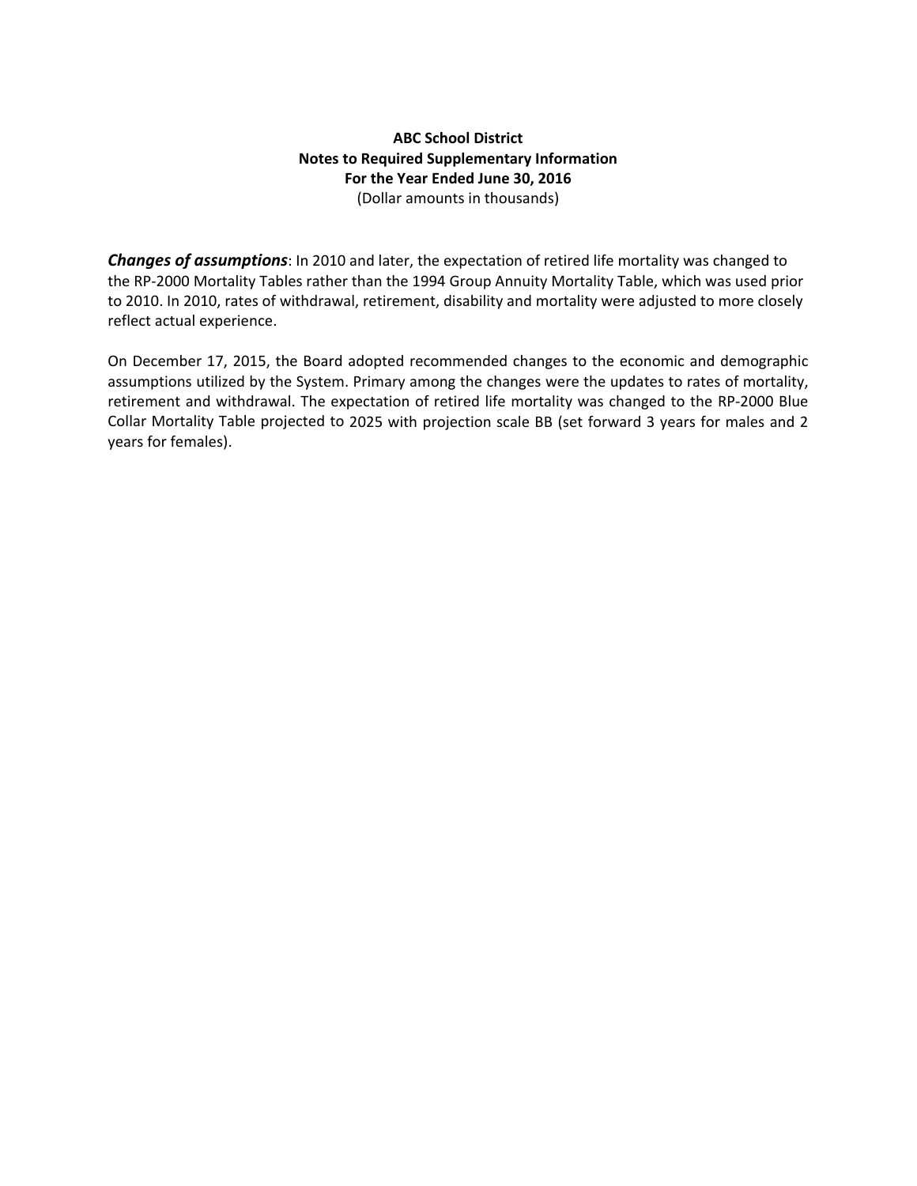**ABC School District**
**Notes to Required Supplementary Information**
**For the Year Ended June 30, 2016**
(Dollar amounts in thousands)

***Changes of assumptions***: In 2010 and later, the expectation of retired life mortality was changed to the RP-2000 Mortality Tables rather than the 1994 Group Annuity Mortality Table, which was used prior to 2010. In 2010, rates of withdrawal, retirement, disability and mortality were adjusted to more closely reflect actual experience.

On December 17, 2015, the Board adopted recommended changes to the economic and demographic assumptions utilized by the System. Primary among the changes were the updates to rates of mortality, retirement and withdrawal. The expectation of retired life mortality was changed to the RP-2000 Blue Collar Mortality Table projected to 2025 with projection scale BB (set forward 3 years for males and 2 years for females).